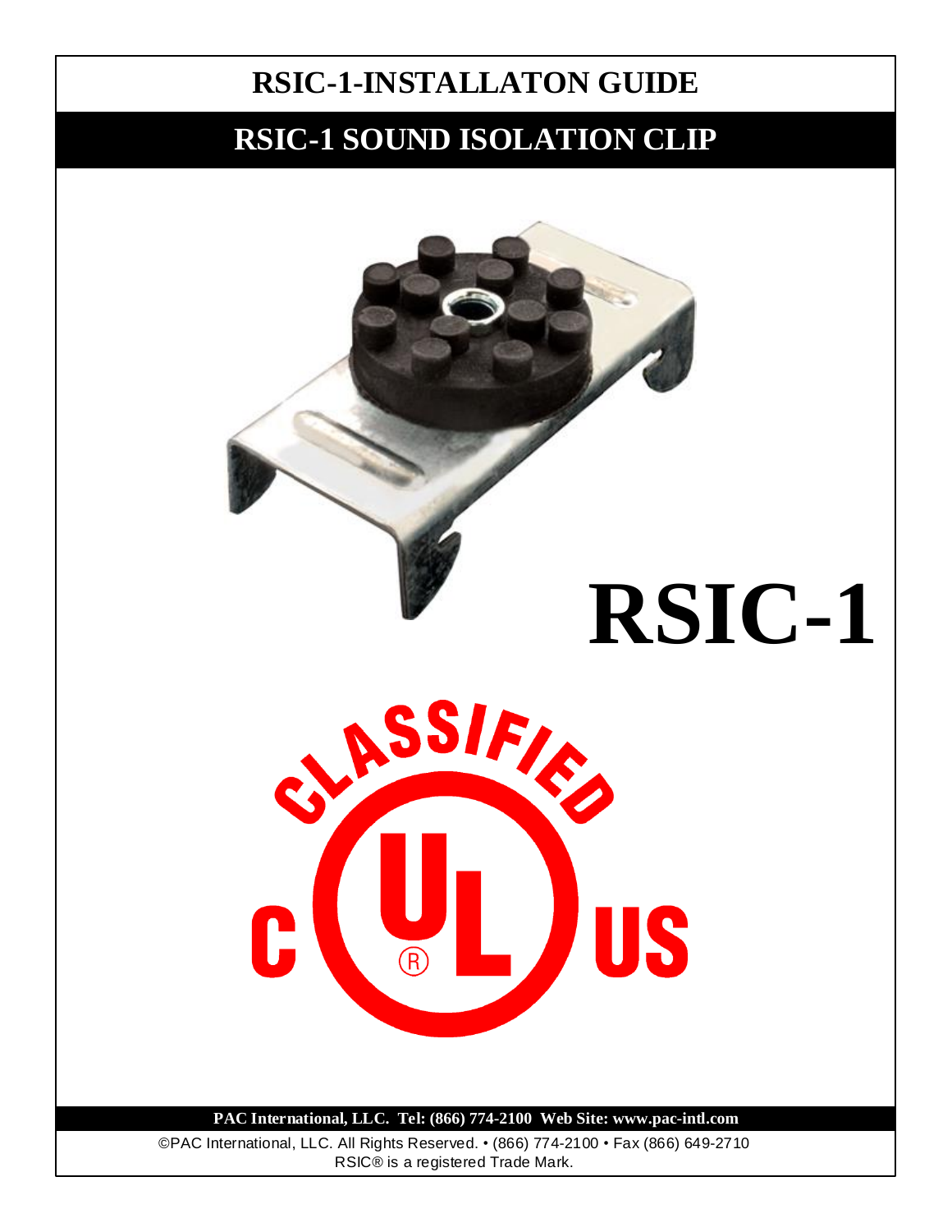# RSIC-1-INSTALLATON GUIDE

## RSIC-1 SOUND ISOLATION CLIP

# RSIC-1

CLASSIFIED

C UL US

**PAC International, LLC. Tel: (866) 774-2100 Web Site: www.pac-intl.com**

©PAC International, LLC. All Rights Reserved. • (866) 774-2100 • Fax (866) 649-2710
RSIC® is a registered Trade Mark.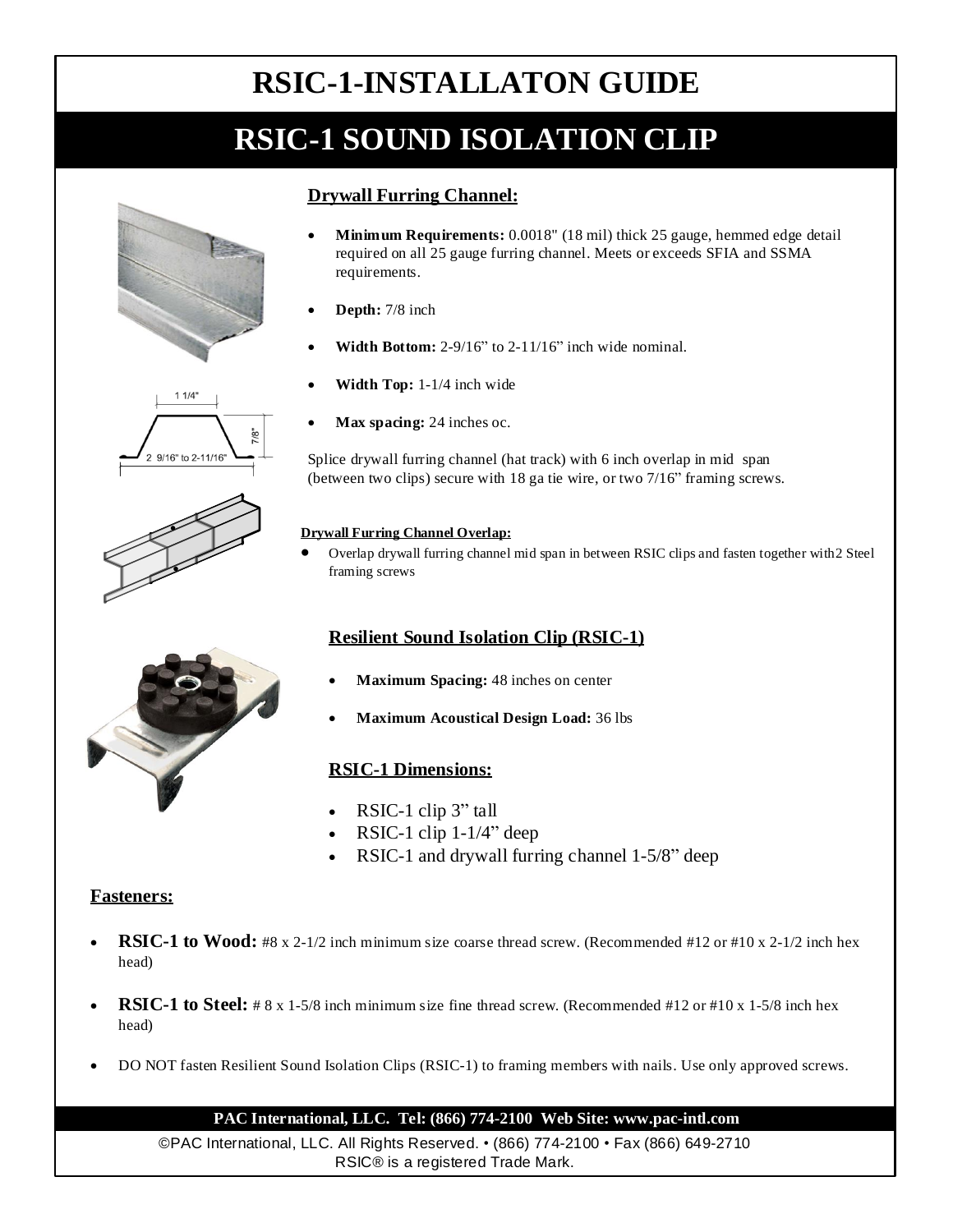# RSIC-1-INSTALLATON GUIDE

## RSIC-1 SOUND ISOLATION CLIP

### Drywall Furring Channel:

- **Minimum Requirements:** 0.0018" (18 mil) thick 25 gauge, hemmed edge detail required on all 25 gauge furring channel. Meets or exceeds SFIA and SSMA requirements.
- **Depth:** 7/8 inch
- **Width Bottom:** 2-9/16" to 2-11/16" inch wide nominal.
- **Width Top:** 1-1/4 inch wide
- **Max spacing:** 24 inches oc.

Splice drywall furring channel (hat track) with 6 inch overlap in mid span (between two clips) secure with 18 ga tie wire, or two 7/16" framing screws.

1 1/4"

7/8"

2 9/16" to 2-11/16"

#### Drywall Furring Channel Overlap:

- Overlap drywall furring channel mid span in between RSIC clips and fasten together with2 Steel framing screws

### Resilient Sound Isolation Clip (RSIC-1)

- **Maximum Spacing:** 48 inches on center
- **Maximum Acoustical Design Load:** 36 lbs

### RSIC-1 Dimensions:

- RSIC-1 clip 3" tall
- RSIC-1 clip 1-1/4" deep
- RSIC-1 and drywall furring channel 1-5/8" deep

### Fasteners:

- **RSIC-1 to Wood:** #8 x 2-1/2 inch minimum size coarse thread screw. (Recommended #12 or #10 x 2-1/2 inch hex head)
- **RSIC-1 to Steel:** # 8 x 1-5/8 inch minimum size fine thread screw. (Recommended #12 or #10 x 1-5/8 inch hex head)
- DO NOT fasten Resilient Sound Isolation Clips (RSIC-1) to framing members with nails. Use only approved screws.

**PAC International, LLC. Tel: (866) 774-2100 Web Site: www.pac-intl.com**

©PAC International, LLC. All Rights Reserved. • (866) 774-2100 • Fax (866) 649-2710
RSIC® is a registered Trade Mark.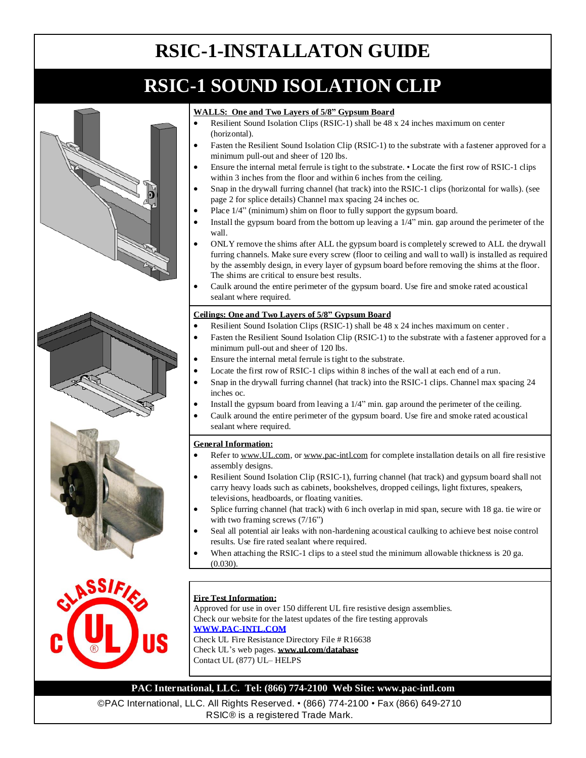# RSIC-1-INSTALLATON GUIDE

## RSIC-1 SOUND ISOLATION CLIP

**WALLS: One and Two Layers of 5/8" Gypsum Board**

- Resilient Sound Isolation Clips (RSIC-1) shall be 48 x 24 inches maximum on center (horizontal).
- Fasten the Resilient Sound Isolation Clip (RSIC-1) to the substrate with a fastener approved for a minimum pull-out and sheer of 120 lbs.
- Ensure the internal metal ferrule is tight to the substrate. • Locate the first row of RSIC-1 clips within 3 inches from the floor and within 6 inches from the ceiling.
- Snap in the drywall furring channel (hat track) into the RSIC-1 clips (horizontal for walls). (see page 2 for splice details) Channel max spacing 24 inches oc.
- Place 1/4" (minimum) shim on floor to fully support the gypsum board.
- Install the gypsum board from the bottom up leaving a 1/4" min. gap around the perimeter of the wall.
- ONLY remove the shims after ALL the gypsum board is completely screwed to ALL the drywall furring channels. Make sure every screw (floor to ceiling and wall to wall) is installed as required by the assembly design, in every layer of gypsum board before removing the shims at the floor. The shims are critical to ensure best results.
- Caulk around the entire perimeter of the gypsum board. Use fire and smoke rated acoustical sealant where required.

**Ceilings: One and Two Layers of 5/8" Gypsum Board**

- Resilient Sound Isolation Clips (RSIC-1) shall be 48 x 24 inches maximum on center .
- Fasten the Resilient Sound Isolation Clip (RSIC-1) to the substrate with a fastener approved for a minimum pull-out and sheer of 120 lbs.
- Ensure the internal metal ferrule is tight to the substrate.
- Locate the first row of RSIC-1 clips within 8 inches of the wall at each end of a run.
- Snap in the drywall furring channel (hat track) into the RSIC-1 clips. Channel max spacing 24 inches oc.
- Install the gypsum board from leaving a 1/4" min. gap around the perimeter of the ceiling.
- Caulk around the entire perimeter of the gypsum board. Use fire and smoke rated acoustical sealant where required.

**General Information:**

- Refer to www.UL.com, or www.pac-intl.com for complete installation details on all fire resistive assembly designs.
- Resilient Sound Isolation Clip (RSIC-1), furring channel (hat track) and gypsum board shall not carry heavy loads such as cabinets, bookshelves, dropped ceilings, light fixtures, speakers, televisions, headboards, or floating vanities.
- Splice furring channel (hat track) with 6 inch overlap in mid span, secure with 18 ga. tie wire or with two framing screws (7/16")
- Seal all potential air leaks with non-hardening acoustical caulking to achieve best noise control results. Use fire rated sealant where required.
- When attaching the RSIC-1 clips to a steel stud the minimum allowable thickness is 20 ga. (0.030).

**Fire Test Information:**

Approved for use in over 150 different UL fire resistive design assemblies.
Check our website for the latest updates of the fire testing approvals
**WWW.PAC-INTL.COM**
Check UL Fire Resistance Directory File # R16638
Check UL's web pages. **www.ul.com/database**
Contact UL (877) UL– HELPS

**PAC International, LLC. Tel: (866) 774-2100 Web Site: www.pac-intl.com**

©PAC International, LLC. All Rights Reserved. • (866) 774-2100 • Fax (866) 649-2710
RSIC® is a registered Trade Mark.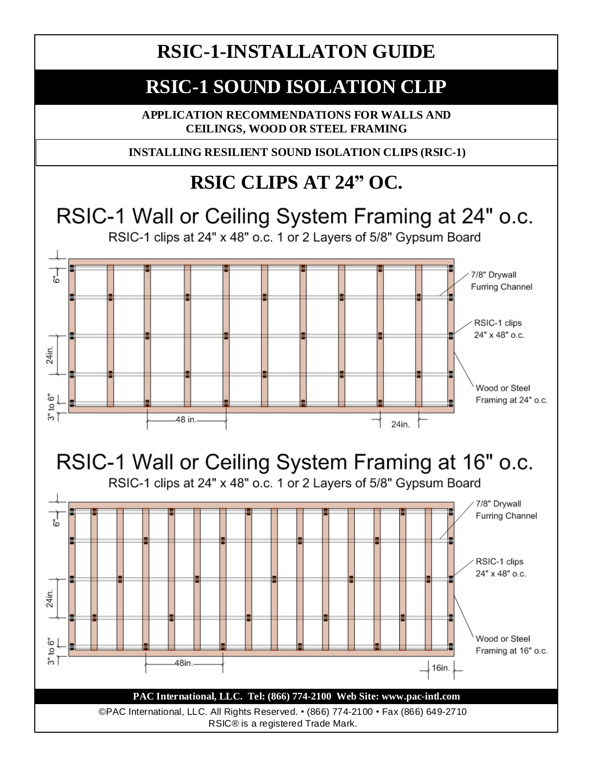# RSIC-1-INSTALLATON GUIDE

## RSIC-1 SOUND ISOLATION CLIP

**APPLICATION RECOMMENDATIONS FOR WALLS AND CEILINGS, WOOD OR STEEL FRAMING**

**INSTALLING RESILIENT SOUND ISOLATION CLIPS (RSIC-1)**

## RSIC CLIPS AT 24" OC.

### RSIC-1 Wall or Ceiling System Framing at 24" o.c.

RSIC-1 clips at 24" x 48" o.c. 1 or 2 Layers of 5/8" Gypsum Board

6" | 24in. | 3" to 6" | 48 in. | 24in.

7/8" Drywall Furring Channel

RSIC-1 clips 24" x 48" o.c.

Wood or Steel Framing at 24" o.c.

### RSIC-1 Wall or Ceiling System Framing at 16" o.c.

RSIC-1 clips at 24" x 48" o.c. 1 or 2 Layers of 5/8" Gypsum Board

6" | 24in. | 3" to 6" | 48in. | 16in.

7/8" Drywall Furring Channel

RSIC-1 clips 24" x 48" o.c.

Wood or Steel Framing at 16" o.c.

**PAC International, LLC. Tel: (866) 774-2100 Web Site: www.pac-intl.com**

©PAC International, LLC. All Rights Reserved. • (866) 774-2100 • Fax (866) 649-2710
RSIC® is a registered Trade Mark.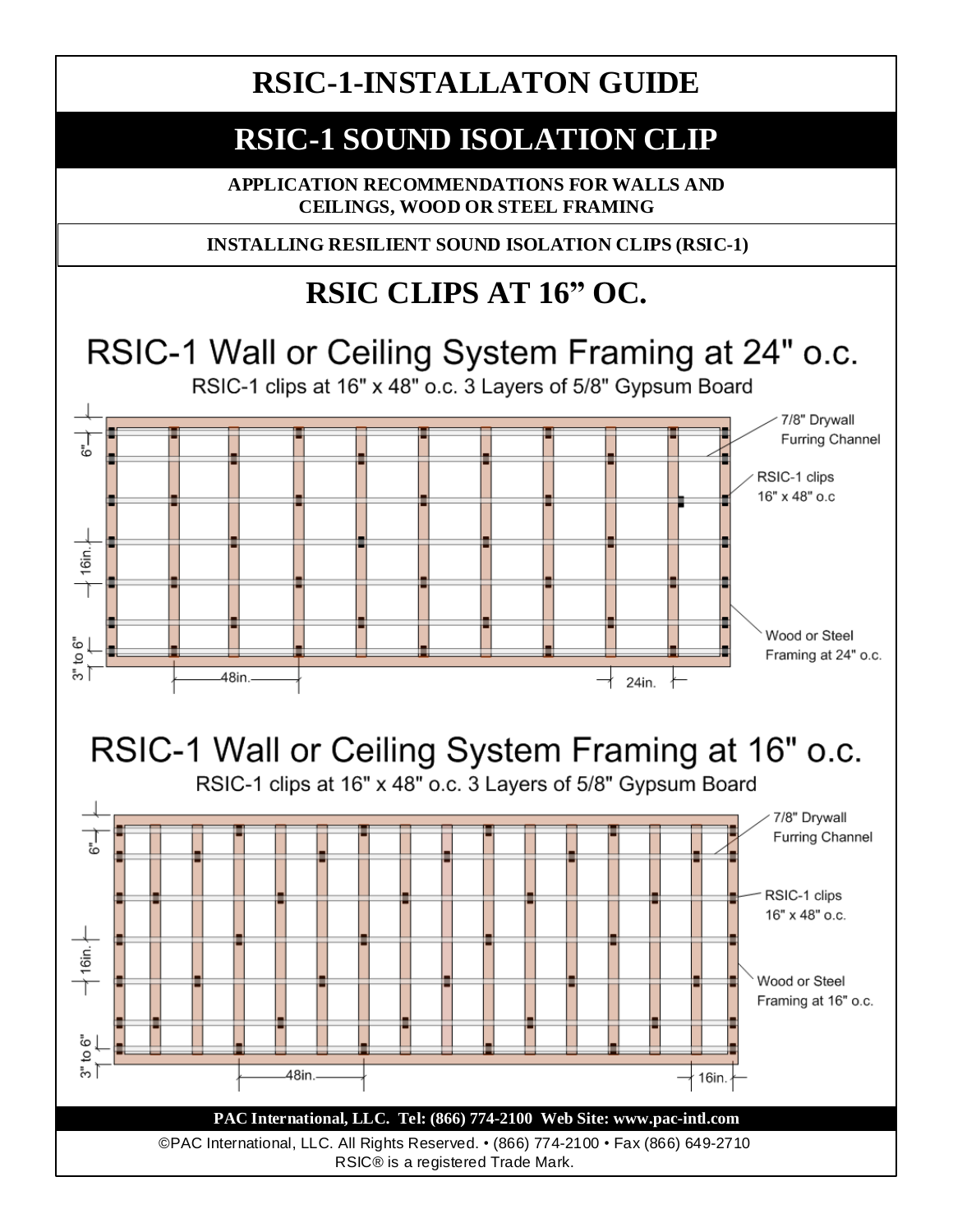# RSIC-1-INSTALLATON GUIDE

# RSIC-1 SOUND ISOLATION CLIP

**APPLICATION RECOMMENDATIONS FOR WALLS AND CEILINGS, WOOD OR STEEL FRAMING**

**INSTALLING RESILIENT SOUND ISOLATION CLIPS (RSIC-1)**

## RSIC CLIPS AT 16" OC.

### RSIC-1 Wall or Ceiling System Framing at 24" o.c.

RSIC-1 clips at 16" x 48" o.c. 3 Layers of 5/8" Gypsum Board

7/8" Drywall Furring Channel

RSIC-1 clips 16" x 48" o.c

Wood or Steel Framing at 24" o.c.

6"

16in.

3" to 6"

48in.

24in.

### RSIC-1 Wall or Ceiling System Framing at 16" o.c.

RSIC-1 clips at 16" x 48" o.c. 3 Layers of 5/8" Gypsum Board

7/8" Drywall Furring Channel

RSIC-1 clips 16" x 48" o.c.

Wood or Steel Framing at 16" o.c.

6"

16in.

3" to 6"

48in.

16in.

**PAC International, LLC. Tel: (866) 774-2100 Web Site: www.pac-intl.com**

©PAC International, LLC. All Rights Reserved. • (866) 774-2100 • Fax (866) 649-2710
RSIC® is a registered Trade Mark.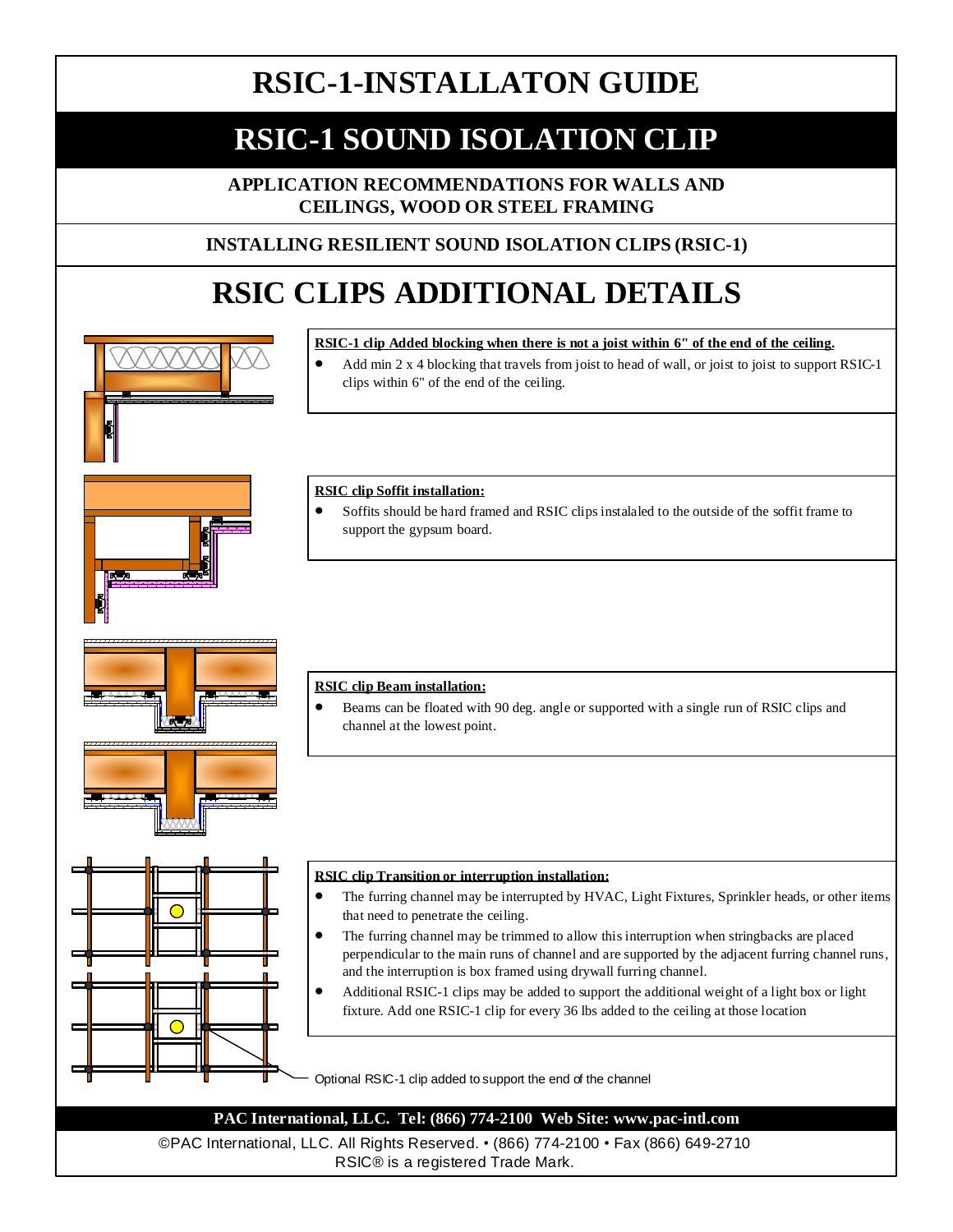# RSIC-1-INSTALLATON GUIDE

# RSIC-1 SOUND ISOLATION CLIP

**APPLICATION RECOMMENDATIONS FOR WALLS AND CEILINGS, WOOD OR STEEL FRAMING**

**INSTALLING RESILIENT SOUND ISOLATION CLIPS (RSIC-1)**

## RSIC CLIPS ADDITIONAL DETAILS

**RSIC-1 clip Added blocking when there is not a joist within 6" of the end of the ceiling.**

- Add min 2 x 4 blocking that travels from joist to head of wall, or joist to joist to support RSIC-1 clips within 6" of the end of the ceiling.

**RSIC clip Soffit installation:**

- Soffits should be hard framed and RSIC clips instalaled to the outside of the soffit frame to support the gypsum board.

**RSIC clip Beam installation:**

- Beams can be floated with 90 deg. angle or supported with a single run of RSIC clips and channel at the lowest point.

**RSIC clip Transition or interruption installation:**

- The furring channel may be interrupted by HVAC, Light Fixtures, Sprinkler heads, or other items that need to penetrate the ceiling.
- The furring channel may be trimmed to allow this interruption when stringbacks are placed perpendicular to the main runs of channel and are supported by the adjacent furring channel runs, and the interruption is box framed using drywall furring channel.
- Additional RSIC-1 clips may be added to support the additional weight of a light box or light fixture. Add one RSIC-1 clip for every 36 lbs added to the ceiling at those location

Optional RSIC-1 clip added to support the end of the channel

**PAC International, LLC. Tel: (866) 774-2100 Web Site: www.pac-intl.com**

©PAC International, LLC. All Rights Reserved. • (866) 774-2100 • Fax (866) 649-2710
RSIC® is a registered Trade Mark.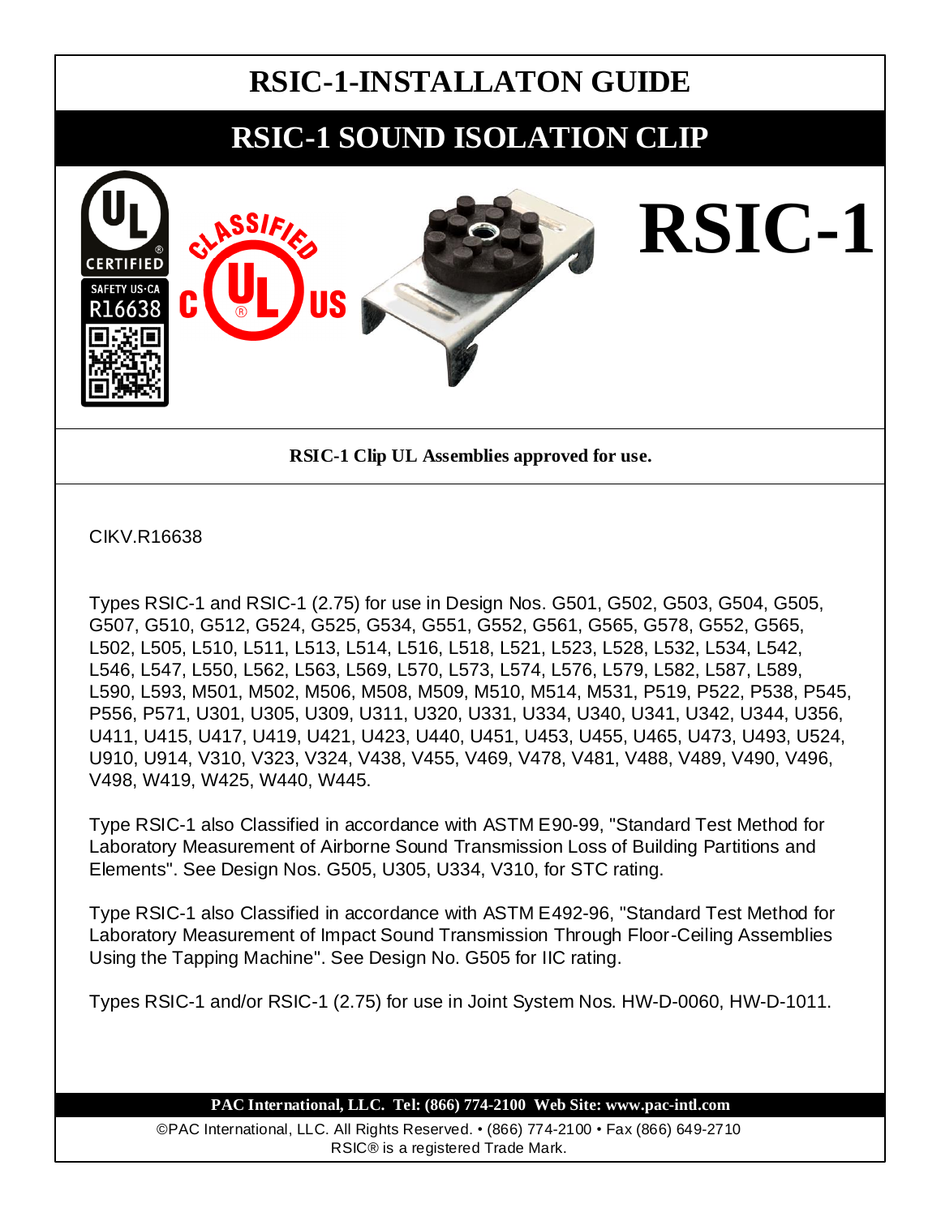# RSIC-1-INSTALLATON GUIDE

## RSIC-1 SOUND ISOLATION CLIP

# RSIC-1

**RSIC-1 Clip UL Assemblies approved for use.**

CIKV.R16638

Types RSIC-1 and RSIC-1 (2.75) for use in Design Nos. G501, G502, G503, G504, G505, G507, G510, G512, G524, G525, G534, G551, G552, G561, G565, G578, G552, G565, L502, L505, L510, L511, L513, L514, L516, L518, L521, L523, L528, L532, L534, L542, L546, L547, L550, L562, L563, L569, L570, L573, L574, L576, L579, L582, L587, L589, L590, L593, M501, M502, M506, M508, M509, M510, M514, M531, P519, P522, P538, P545, P556, P571, U301, U305, U309, U311, U320, U331, U334, U340, U341, U342, U344, U356, U411, U415, U417, U419, U421, U423, U440, U451, U453, U455, U465, U473, U493, U524, U910, U914, V310, V323, V324, V438, V455, V469, V478, V481, V488, V489, V490, V496, V498, W419, W425, W440, W445.

Type RSIC-1 also Classified in accordance with ASTM E90-99, "Standard Test Method for Laboratory Measurement of Airborne Sound Transmission Loss of Building Partitions and Elements". See Design Nos. G505, U305, U334, V310, for STC rating.

Type RSIC-1 also Classified in accordance with ASTM E492-96, "Standard Test Method for Laboratory Measurement of Impact Sound Transmission Through Floor-Ceiling Assemblies Using the Tapping Machine". See Design No. G505 for IIC rating.

Types RSIC-1 and/or RSIC-1 (2.75) for use in Joint System Nos. HW-D-0060, HW-D-1011.

**PAC International, LLC. Tel: (866) 774-2100 Web Site: www.pac-intl.com**

©PAC International, LLC. All Rights Reserved. • (866) 774-2100 • Fax (866) 649-2710
RSIC® is a registered Trade Mark.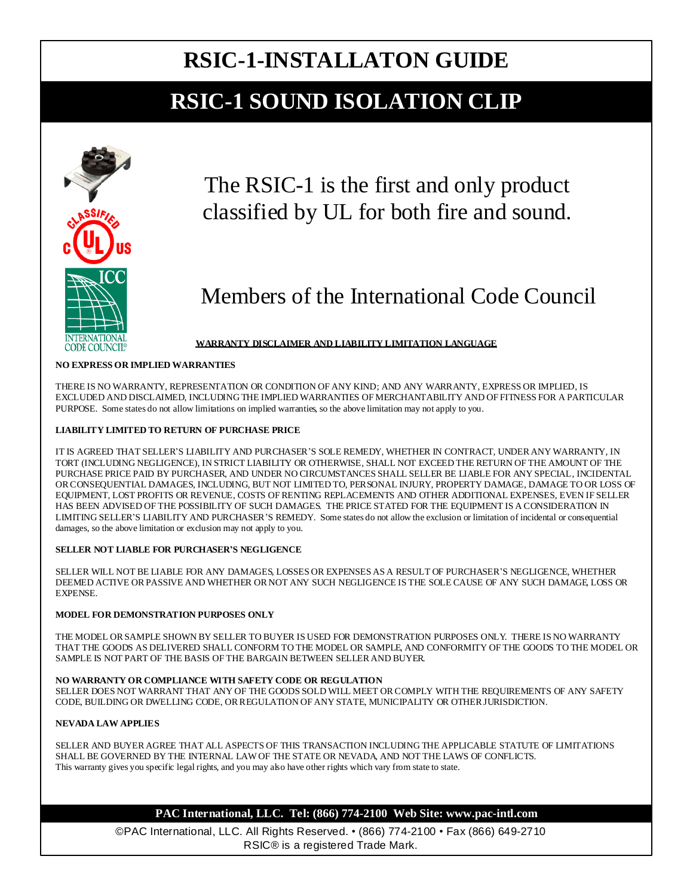# RSIC-1-INSTALLATON GUIDE

## RSIC-1 SOUND ISOLATION CLIP

The RSIC-1 is the first and only product classified by UL for both fire and sound.

Members of the International Code Council

**WARRANTY DISCLAIMER AND LIABILITY LIMITATION LANGUAGE**

**NO EXPRESS OR IMPLIED WARRANTIES**

THERE IS NO WARRANTY, REPRESENTATION OR CONDITION OF ANY KIND; AND ANY WARRANTY, EXPRESS OR IMPLIED, IS EXCLUDED AND DISCLAIMED, INCLUDING THE IMPLIED WARRANTIES OF MERCHANTABILITY AND OF FITNESS FOR A PARTICULAR PURPOSE. Some states do not allow limitations on implied warranties, so the above limitation may not apply to you.

**LIABILITY LIMITED TO RETURN OF PURCHASE PRICE**

IT IS AGREED THAT SELLER'S LIABILITY AND PURCHASER'S SOLE REMEDY, WHETHER IN CONTRACT, UNDER ANY WARRANTY, IN TORT (INCLUDING NEGLIGENCE), IN STRICT LIABILITY OR OTHERWISE, SHALL NOT EXCEED THE RETURN OF THE AMOUNT OF THE PURCHASE PRICE PAID BY PURCHASER, AND UNDER NO CIRCUMSTANCES SHALL SELLER BE LIABLE FOR ANY SPECIAL, INCIDENTAL OR CONSEQUENTIAL DAMAGES, INCLUDING, BUT NOT LIMITED TO, PERSONAL INJURY, PROPERTY DAMAGE, DAMAGE TO OR LOSS OF EQUIPMENT, LOST PROFITS OR REVENUE, COSTS OF RENTING REPLACEMENTS AND OTHER ADDITIONAL EXPENSES, EVEN IF SELLER HAS BEEN ADVISED OF THE POSSIBILITY OF SUCH DAMAGES. THE PRICE STATED FOR THE EQUIPMENT IS A CONSIDERATION IN LIMITING SELLER'S LIABILITY AND PURCHASER'S REMEDY. Some states do not allow the exclusion or limitation of incidental or consequential damages, so the above limitation or exclusion may not apply to you.

**SELLER NOT LIABLE FOR PURCHASER'S NEGLIGENCE**

SELLER WILL NOT BE LIABLE FOR ANY DAMAGES, LOSSES OR EXPENSES AS A RESULT OF PURCHASER'S NEGLIGENCE, WHETHER DEEMED ACTIVE OR PASSIVE AND WHETHER OR NOT ANY SUCH NEGLIGENCE IS THE SOLE CAUSE OF ANY SUCH DAMAGE, LOSS OR EXPENSE.

**MODEL FOR DEMONSTRATION PURPOSES ONLY**

THE MODEL OR SAMPLE SHOWN BY SELLER TO BUYER IS USED FOR DEMONSTRATION PURPOSES ONLY. THERE IS NO WARRANTY THAT THE GOODS AS DELIVERED SHALL CONFORM TO THE MODEL OR SAMPLE, AND CONFORMITY OF THE GOODS TO THE MODEL OR SAMPLE IS NOT PART OF THE BASIS OF THE BARGAIN BETWEEN SELLER AND BUYER.

**NO WARRANTY OR COMPLIANCE WITH SAFETY CODE OR REGULATION**

SELLER DOES NOT WARRANT THAT ANY OF THE GOODS SOLD WILL MEET OR COMPLY WITH THE REQUIREMENTS OF ANY SAFETY CODE, BUILDING OR DWELLING CODE, OR REGULATION OF ANY STATE, MUNICIPALITY OR OTHER JURISDICTION.

**NEVADA LAW APPLIES**

SELLER AND BUYER AGREE THAT ALL ASPECTS OF THIS TRANSACTION INCLUDING THE APPLICABLE STATUTE OF LIMITATIONS SHALL BE GOVERNED BY THE INTERNAL LAW OF THE STATE OR NEVADA, AND NOT THE LAWS OF CONFLICTS.
This warranty gives you specific legal rights, and you may also have other rights which vary from state to state.

**PAC International, LLC. Tel: (866) 774-2100 Web Site: www.pac-intl.com**

©PAC International, LLC. All Rights Reserved. • (866) 774-2100 • Fax (866) 649-2710
RSIC® is a registered Trade Mark.